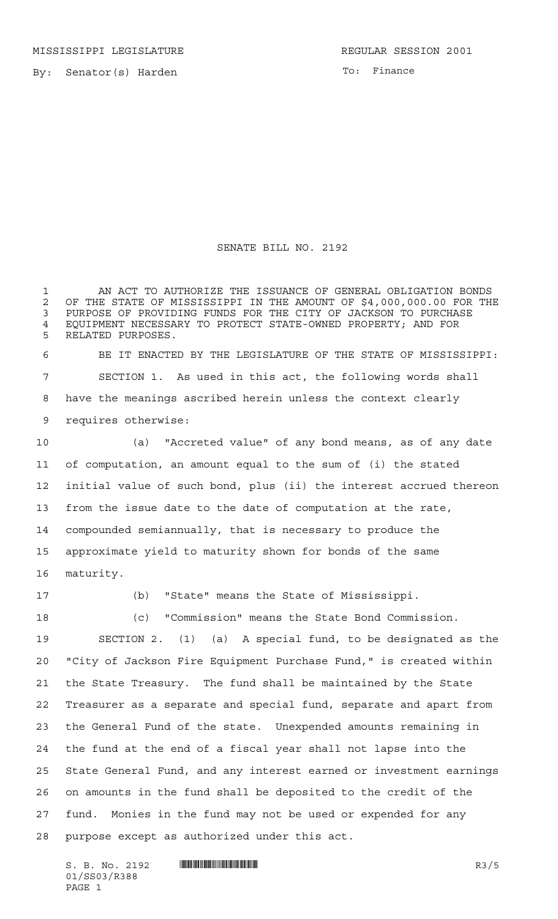MISSISSIPPI LEGISLATURE REGULAR SESSION 2001

By: Senator(s) Harden

To: Finance

# SENATE BILL NO. 2192

AN ACT TO AUTHORIZE THE ISSUANCE OF GENERAL OBLIGATION BONDS OF THE STATE OF MISSISSIPPI IN THE AMOUNT OF $4,000,000.00 FOR THE PURPOSE OF PROVIDING FUNDS FOR THE CITY OF JACKSON TO PURCHASE EQUIPMENT NECESSARY TO PROTECT STATE-OWNED PROPERTY; AND FOR RELATED PURPOSES.

BE IT ENACTED BY THE LEGISLATURE OF THE STATE OF MISSISSIPPI:

SECTION 1. As used in this act, the following words shall have the meanings ascribed herein unless the context clearly requires otherwise:

(a) "Accreted value" of any bond means, as of any date of computation, an amount equal to the sum of (i) the stated initial value of such bond, plus (ii) the interest accrued thereon from the issue date to the date of computation at the rate, compounded semiannually, that is necessary to produce the approximate yield to maturity shown for bonds of the same maturity.

(b) "State" means the State of Mississippi.

(c) "Commission" means the State Bond Commission.

SECTION 2. (1) (a) A special fund, to be designated as the "City of Jackson Fire Equipment Purchase Fund," is created within the State Treasury. The fund shall be maintained by the State Treasurer as a separate and special fund, separate and apart from the General Fund of the state. Unexpended amounts remaining in the fund at the end of a fiscal year shall not lapse into the State General Fund, and any interest earned or investment earnings on amounts in the fund shall be deposited to the credit of the fund. Monies in the fund may not be used or expended for any purpose except as authorized under this act.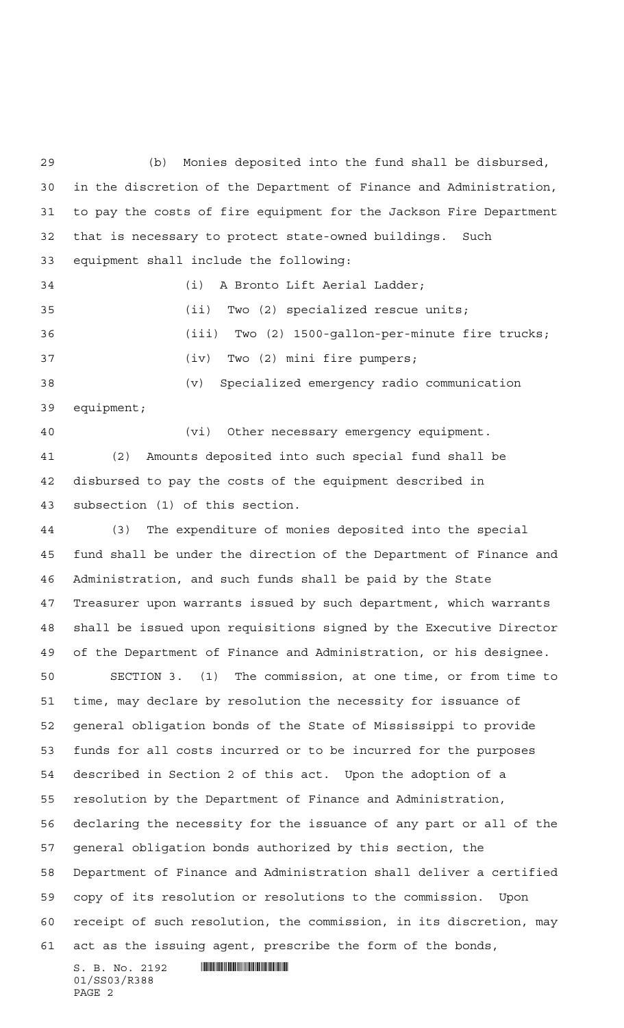(b) Monies deposited into the fund shall be disbursed, in the discretion of the Department of Finance and Administration, to pay the costs of fire equipment for the Jackson Fire Department that is necessary to protect state-owned buildings. Such equipment shall include the following:

(i) A Bronto Lift Aerial Ladder;

(ii) Two (2) specialized rescue units;

(iii) Two (2) 1500-gallon-per-minute fire trucks;

(iv) Two (2) mini fire pumpers;

(v) Specialized emergency radio communication equipment;

(vi) Other necessary emergency equipment.

(2) Amounts deposited into such special fund shall be disbursed to pay the costs of the equipment described in subsection (1) of this section.

(3) The expenditure of monies deposited into the special fund shall be under the direction of the Department of Finance and Administration, and such funds shall be paid by the State Treasurer upon warrants issued by such department, which warrants shall be issued upon requisitions signed by the Executive Director of the Department of Finance and Administration, or his designee.

SECTION 3. (1) The commission, at one time, or from time to time, may declare by resolution the necessity for issuance of general obligation bonds of the State of Mississippi to provide funds for all costs incurred or to be incurred for the purposes described in Section 2 of this act. Upon the adoption of a resolution by the Department of Finance and Administration, declaring the necessity for the issuance of any part or all of the general obligation bonds authorized by this section, the Department of Finance and Administration shall deliver a certified copy of its resolution or resolutions to the commission. Upon receipt of such resolution, the commission, in its discretion, may act as the issuing agent, prescribe the form of the bonds,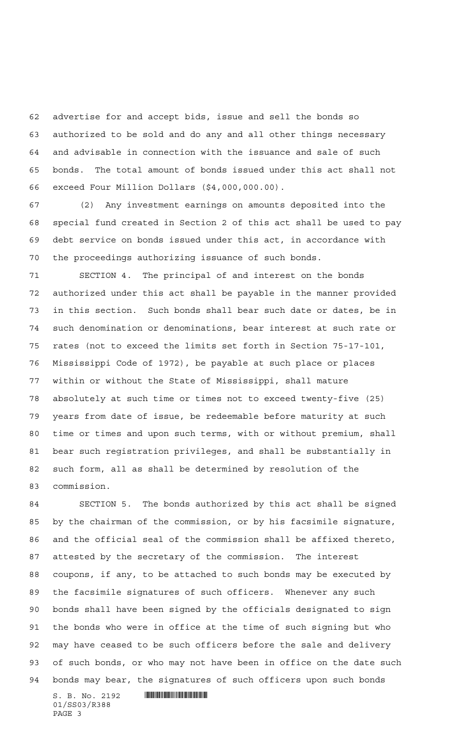advertise for and accept bids, issue and sell the bonds so authorized to be sold and do any and all other things necessary and advisable in connection with the issuance and sale of such bonds. The total amount of bonds issued under this act shall not exceed Four Million Dollars ($4,000,000.00).

(2) Any investment earnings on amounts deposited into the special fund created in Section 2 of this act shall be used to pay debt service on bonds issued under this act, in accordance with the proceedings authorizing issuance of such bonds.

SECTION 4. The principal of and interest on the bonds authorized under this act shall be payable in the manner provided in this section. Such bonds shall bear such date or dates, be in such denomination or denominations, bear interest at such rate or rates (not to exceed the limits set forth in Section 75-17-101, Mississippi Code of 1972), be payable at such place or places within or without the State of Mississippi, shall mature absolutely at such time or times not to exceed twenty-five (25) years from date of issue, be redeemable before maturity at such time or times and upon such terms, with or without premium, shall bear such registration privileges, and shall be substantially in such form, all as shall be determined by resolution of the commission.

SECTION 5. The bonds authorized by this act shall be signed by the chairman of the commission, or by his facsimile signature, and the official seal of the commission shall be affixed thereto, attested by the secretary of the commission. The interest coupons, if any, to be attached to such bonds may be executed by the facsimile signatures of such officers. Whenever any such bonds shall have been signed by the officials designated to sign the bonds who were in office at the time of such signing but who may have ceased to be such officers before the sale and delivery of such bonds, or who may not have been in office on the date such bonds may bear, the signatures of such officers upon such bonds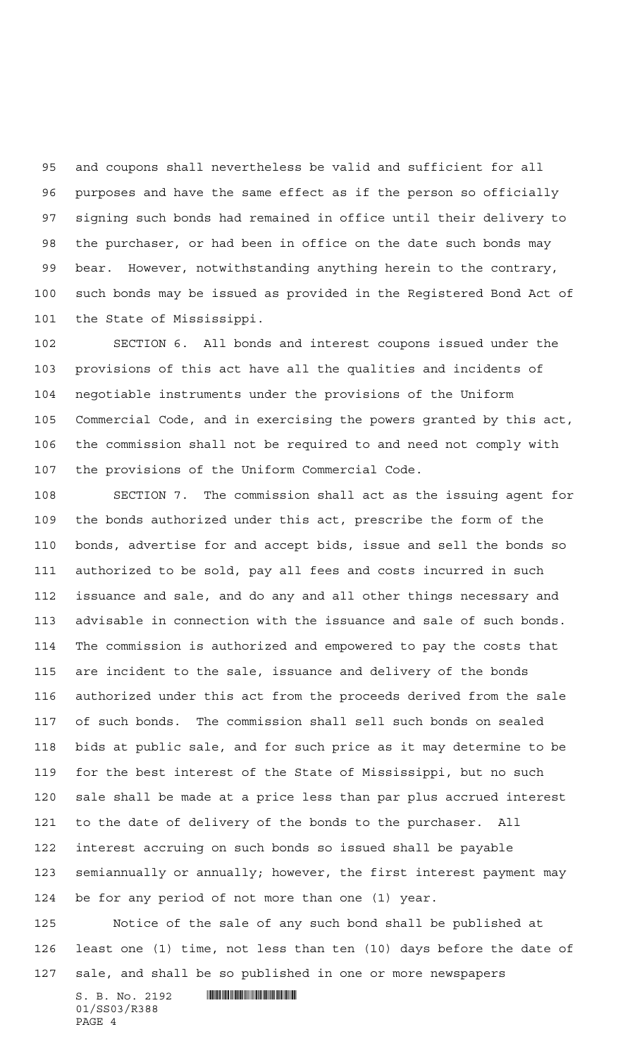and coupons shall nevertheless be valid and sufficient for all purposes and have the same effect as if the person so officially signing such bonds had remained in office until their delivery to the purchaser, or had been in office on the date such bonds may bear. However, notwithstanding anything herein to the contrary, such bonds may be issued as provided in the Registered Bond Act of the State of Mississippi.

SECTION 6. All bonds and interest coupons issued under the provisions of this act have all the qualities and incidents of negotiable instruments under the provisions of the Uniform Commercial Code, and in exercising the powers granted by this act, the commission shall not be required to and need not comply with the provisions of the Uniform Commercial Code.

SECTION 7. The commission shall act as the issuing agent for the bonds authorized under this act, prescribe the form of the bonds, advertise for and accept bids, issue and sell the bonds so authorized to be sold, pay all fees and costs incurred in such issuance and sale, and do any and all other things necessary and advisable in connection with the issuance and sale of such bonds. The commission is authorized and empowered to pay the costs that are incident to the sale, issuance and delivery of the bonds authorized under this act from the proceeds derived from the sale of such bonds. The commission shall sell such bonds on sealed bids at public sale, and for such price as it may determine to be for the best interest of the State of Mississippi, but no such sale shall be made at a price less than par plus accrued interest to the date of delivery of the bonds to the purchaser. All interest accruing on such bonds so issued shall be payable semiannually or annually; however, the first interest payment may be for any period of not more than one (1) year.

Notice of the sale of any such bond shall be published at least one (1) time, not less than ten (10) days before the date of sale, and shall be so published in one or more newspapers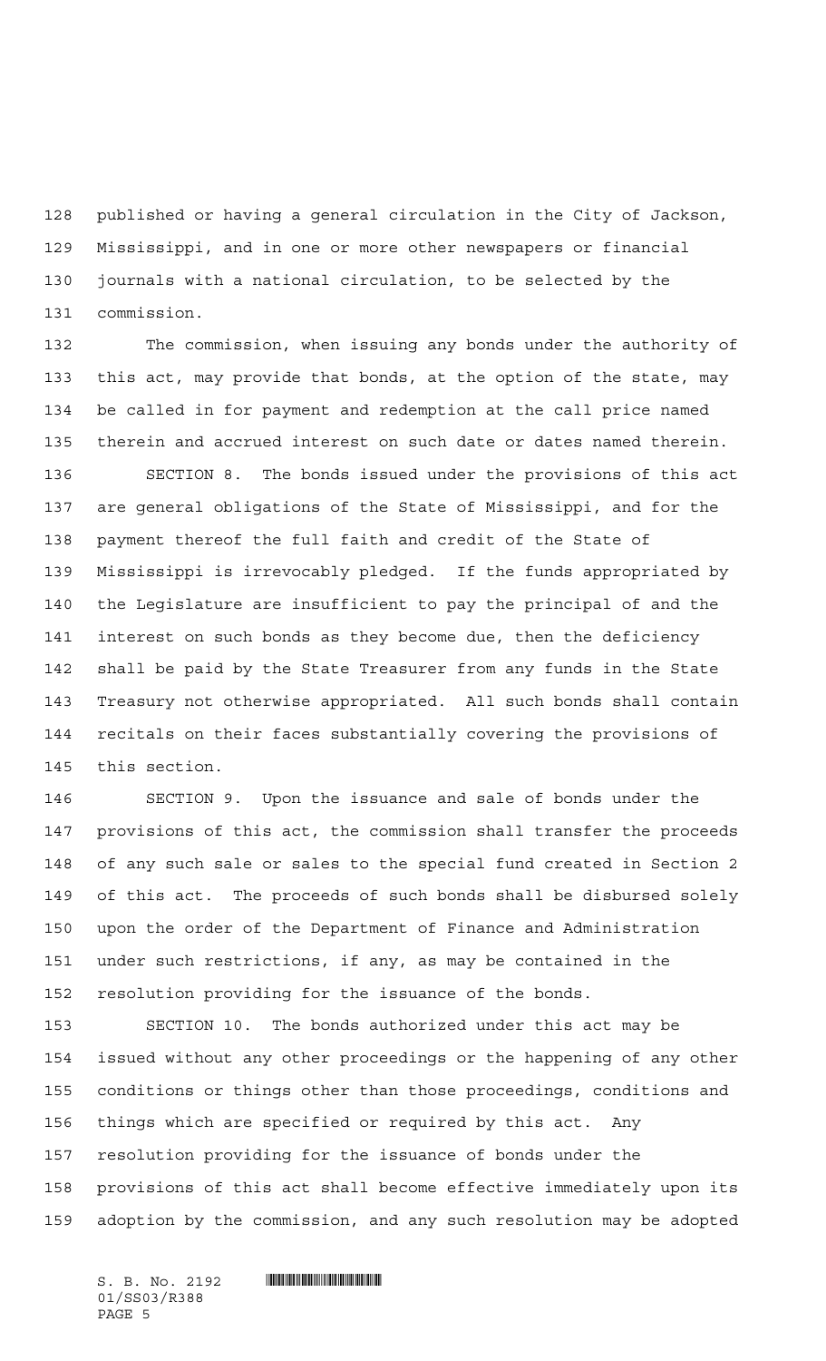published or having a general circulation in the City of Jackson, Mississippi, and in one or more other newspapers or financial journals with a national circulation, to be selected by the commission.

The commission, when issuing any bonds under the authority of this act, may provide that bonds, at the option of the state, may be called in for payment and redemption at the call price named therein and accrued interest on such date or dates named therein.

SECTION 8. The bonds issued under the provisions of this act are general obligations of the State of Mississippi, and for the payment thereof the full faith and credit of the State of Mississippi is irrevocably pledged. If the funds appropriated by the Legislature are insufficient to pay the principal of and the interest on such bonds as they become due, then the deficiency shall be paid by the State Treasurer from any funds in the State Treasury not otherwise appropriated. All such bonds shall contain recitals on their faces substantially covering the provisions of this section.

SECTION 9. Upon the issuance and sale of bonds under the provisions of this act, the commission shall transfer the proceeds of any such sale or sales to the special fund created in Section 2 of this act. The proceeds of such bonds shall be disbursed solely upon the order of the Department of Finance and Administration under such restrictions, if any, as may be contained in the resolution providing for the issuance of the bonds.

SECTION 10. The bonds authorized under this act may be issued without any other proceedings or the happening of any other conditions or things other than those proceedings, conditions and things which are specified or required by this act. Any resolution providing for the issuance of bonds under the provisions of this act shall become effective immediately upon its adoption by the commission, and any such resolution may be adopted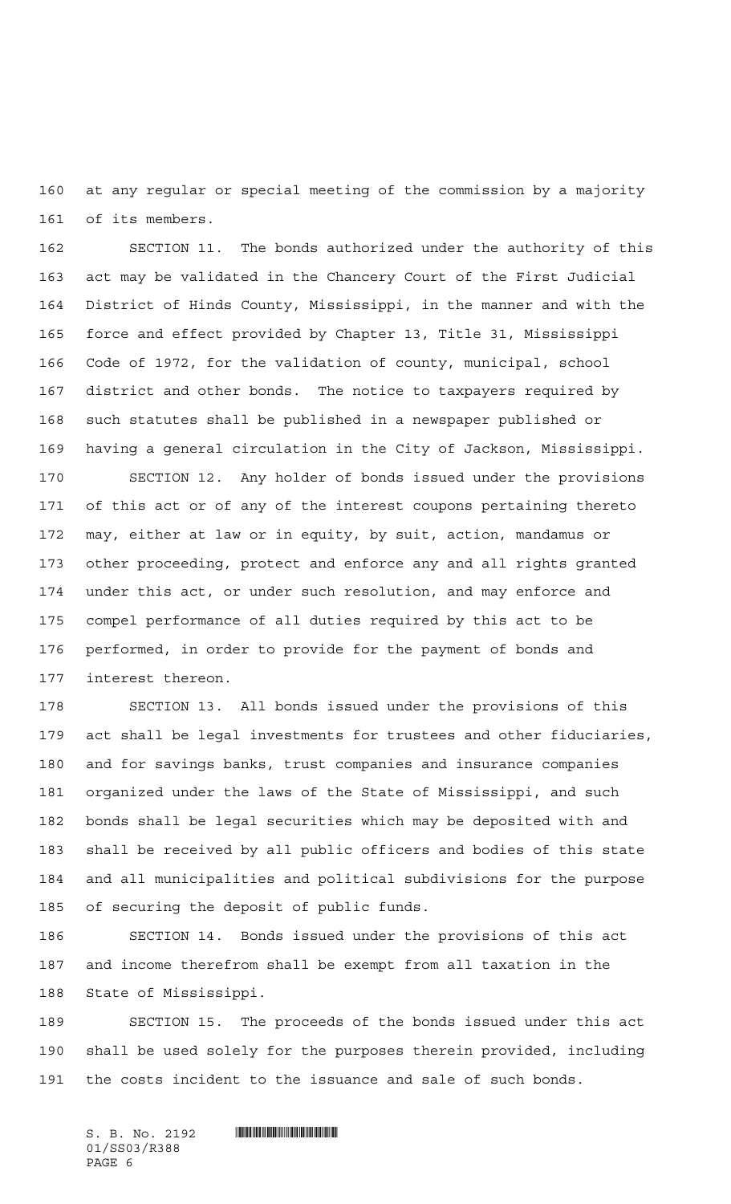at any regular or special meeting of the commission by a majority of its members.

SECTION 11. The bonds authorized under the authority of this act may be validated in the Chancery Court of the First Judicial District of Hinds County, Mississippi, in the manner and with the force and effect provided by Chapter 13, Title 31, Mississippi Code of 1972, for the validation of county, municipal, school district and other bonds. The notice to taxpayers required by such statutes shall be published in a newspaper published or having a general circulation in the City of Jackson, Mississippi.

SECTION 12. Any holder of bonds issued under the provisions of this act or of any of the interest coupons pertaining thereto may, either at law or in equity, by suit, action, mandamus or other proceeding, protect and enforce any and all rights granted under this act, or under such resolution, and may enforce and compel performance of all duties required by this act to be performed, in order to provide for the payment of bonds and interest thereon.

SECTION 13. All bonds issued under the provisions of this act shall be legal investments for trustees and other fiduciaries, and for savings banks, trust companies and insurance companies organized under the laws of the State of Mississippi, and such bonds shall be legal securities which may be deposited with and shall be received by all public officers and bodies of this state and all municipalities and political subdivisions for the purpose of securing the deposit of public funds.

SECTION 14. Bonds issued under the provisions of this act and income therefrom shall be exempt from all taxation in the State of Mississippi.

SECTION 15. The proceeds of the bonds issued under this act shall be used solely for the purposes therein provided, including the costs incident to the issuance and sale of such bonds.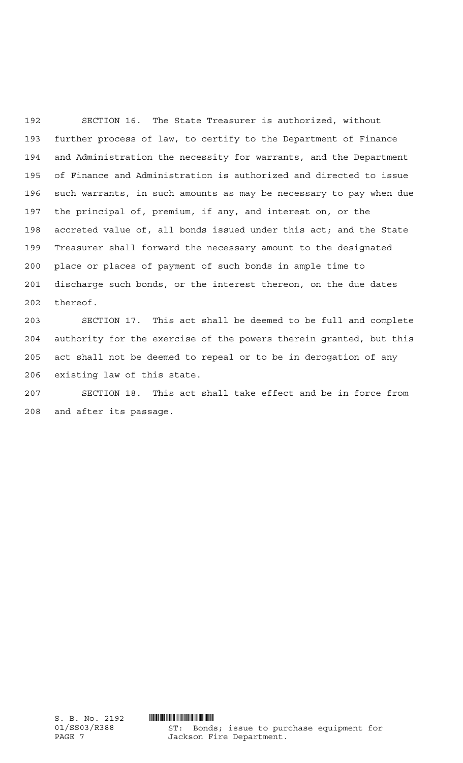SECTION 16. The State Treasurer is authorized, without further process of law, to certify to the Department of Finance and Administration the necessity for warrants, and the Department of Finance and Administration is authorized and directed to issue such warrants, in such amounts as may be necessary to pay when due the principal of, premium, if any, and interest on, or the accreted value of, all bonds issued under this act; and the State Treasurer shall forward the necessary amount to the designated place or places of payment of such bonds in ample time to discharge such bonds, or the interest thereon, on the due dates thereof.

SECTION 17. This act shall be deemed to be full and complete authority for the exercise of the powers therein granted, but this act shall not be deemed to repeal or to be in derogation of any existing law of this state.

SECTION 18. This act shall take effect and be in force from and after its passage.

ST: Bonds; issue to purchase equipment for Jackson Fire Department.